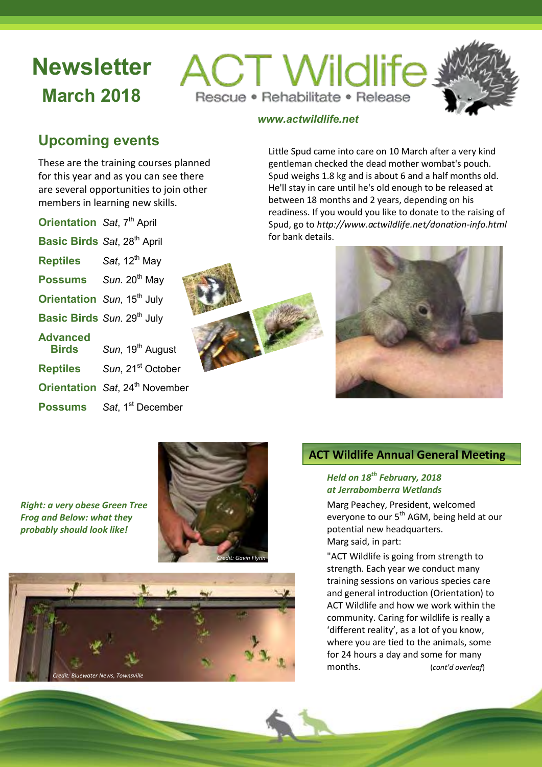# Newsletter
## March 2018

# ACT Wildlife
Rescue • Rehabilitate • Release

*www.actwildlife.net*

## Upcoming events

These are the training courses planned for this year and as you can see there are several opportunities to join other members in learning new skills.

| | |
|---|---|
| **Orientation** | *Sat*, 7th April |
| **Basic Birds** | *Sat*, 28th April |
| **Reptiles** | *Sat*, 12th May |
| **Possums** | *Sun*. 20th May |
| **Orientation** | *Sun*, 15th July |
| **Basic Birds** | *Sun*. 29th July |
| **Advanced Birds** | *Sun*, 19th August |
| **Reptiles** | *Sun*, 21st October |
| **Orientation** | *Sat*, 24th November |
| **Possums** | *Sat*, 1st December |

Little Spud came into care on 10 March after a very kind gentleman checked the dead mother wombat's pouch. Spud weighs 1.8 kg and is about 6 and a half months old. He'll stay in care until he's old enough to be released at between 18 months and 2 years, depending on his readiness. If you would you like to donate to the raising of Spud, go to *http://www.actwildlife.net/donation-info.html* for bank details.

***Right: a very obese Green Tree Frog and Below: what they probably should look like!***

*Credit: Gavin Flynn*

*Credit: Bluewater News, Townsville*

## ACT Wildlife Annual General Meeting

***Held on 18th February, 2018 at Jerrabomberra Wetlands***

Marg Peachey, President, welcomed everyone to our 5th AGM, being held at our potential new headquarters.

Marg said, in part:

"ACT Wildlife is going from strength to strength. Each year we conduct many training sessions on various species care and general introduction (Orientation) to ACT Wildlife and how we work within the community. Caring for wildlife is really a 'different reality', as a lot of you know, where you are tied to the animals, some for 24 hours a day and some for many months. (*cont'd overleaf*)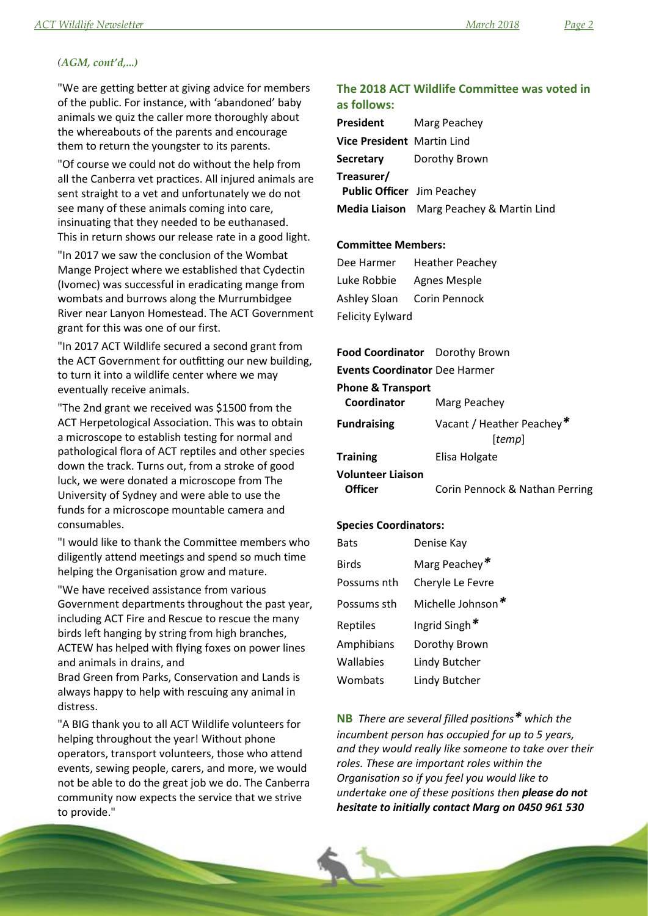*(AGM, cont'd,...)*

"We are getting better at giving advice for members of the public. For instance, with 'abandoned' baby animals we quiz the caller more thoroughly about the whereabouts of the parents and encourage them to return the youngster to its parents.

"Of course we could not do without the help from all the Canberra vet practices. All injured animals are sent straight to a vet and unfortunately we do not see many of these animals coming into care, insinuating that they needed to be euthanased. This in return shows our release rate in a good light.

"In 2017 we saw the conclusion of the Wombat Mange Project where we established that Cydectin (Ivomec) was successful in eradicating mange from wombats and burrows along the Murrumbidgee River near Lanyon Homestead. The ACT Government grant for this was one of our first.

"In 2017 ACT Wildlife secured a second grant from the ACT Government for outfitting our new building, to turn it into a wildlife center where we may eventually receive animals.

"The 2nd grant we received was $1500 from the ACT Herpetological Association. This was to obtain a microscope to establish testing for normal and pathological flora of ACT reptiles and other species down the track. Turns out, from a stroke of good luck, we were donated a microscope from The University of Sydney and were able to use the funds for a microscope mountable camera and consumables.

"I would like to thank the Committee members who diligently attend meetings and spend so much time helping the Organisation grow and mature.

"We have received assistance from various Government departments throughout the past year, including ACT Fire and Rescue to rescue the many birds left hanging by string from high branches, ACTEW has helped with flying foxes on power lines and animals in drains, and
Brad Green from Parks, Conservation and Lands is always happy to help with rescuing any animal in distress.

"A BIG thank you to all ACT Wildlife volunteers for helping throughout the year! Without phone operators, transport volunteers, those who attend events, sewing people, carers, and more, we would not be able to do the great job we do. The Canberra community now expects the service that we strive to provide."

## The 2018 ACT Wildlife Committee was voted in as follows:

**President** Marg Peachey
**Vice President** Martin Lind
**Secretary** Dorothy Brown
**Treasurer/ Public Officer** Jim Peachey
**Media Liaison** Marg Peachey & Martin Lind

**Committee Members:**

Dee Harmer, Heather Peachey, Luke Robbie, Agnes Mesple, Ashley Sloan, Corin Pennock, Felicity Eylward

**Food Coordinator** Dorothy Brown
**Events Coordinator** Dee Harmer
**Phone & Transport Coordinator** Marg Peachey
**Fundraising** Vacant / Heather Peachey* [*temp*]
**Training** Elisa Holgate
**Volunteer Liaison Officer** Corin Pennock & Nathan Perring

**Species Coordinators:**

| | |
|---|---|
| Bats | Denise Kay |
| Birds | Marg Peachey* |
| Possums nth | Cheryle Le Fevre |
| Possums sth | Michelle Johnson* |
| Reptiles | Ingrid Singh* |
| Amphibians | Dorothy Brown |
| Wallabies | Lindy Butcher |
| Wombats | Lindy Butcher |

**NB** *There are several filled positions* * *which the incumbent person has occupied for up to 5 years, and they would really like someone to take over their roles. These are important roles within the Organisation so if you feel you would like to undertake one of these positions then* ***please do not hesitate to initially contact Marg on 0450 961 530***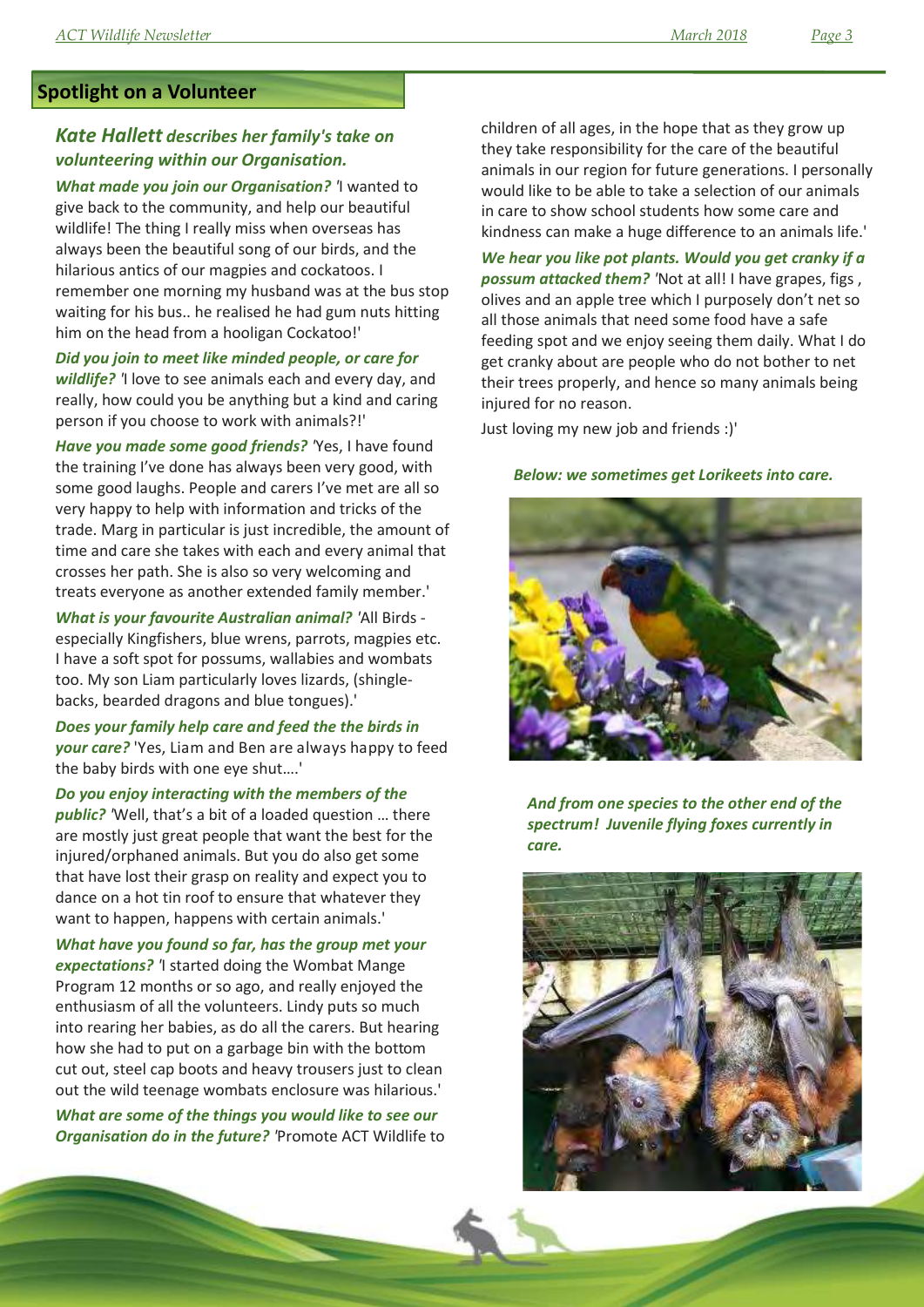## Spotlight on a Volunteer

### *Kate Hallett describes her family's take on volunteering within our Organisation.*

***What made you join our Organisation?*** 'I wanted to give back to the community, and help our beautiful wildlife! The thing I really miss when overseas has always been the beautiful song of our birds, and the hilarious antics of our magpies and cockatoos. I remember one morning my husband was at the bus stop waiting for his bus.. he realised he had gum nuts hitting him on the head from a hooligan Cockatoo!'

***Did you join to meet like minded people, or care for wildlife?*** 'I love to see animals each and every day, and really, how could you be anything but a kind and caring person if you choose to work with animals?!'

***Have you made some good friends?*** 'Yes, I have found the training I've done has always been very good, with some good laughs. People and carers I've met are all so very happy to help with information and tricks of the trade. Marg in particular is just incredible, the amount of time and care she takes with each and every animal that crosses her path. She is also so very welcoming and treats everyone as another extended family member.'

***What is your favourite Australian animal?*** 'All Birds - especially Kingfishers, blue wrens, parrots, magpies etc. I have a soft spot for possums, wallabies and wombats too. My son Liam particularly loves lizards, (shingle-backs, bearded dragons and blue tongues).'

***Does your family help care and feed the the birds in your care?*** 'Yes, Liam and Ben are always happy to feed the baby birds with one eye shut….'

***Do you enjoy interacting with the members of the public?*** 'Well, that's a bit of a loaded question … there are mostly just great people that want the best for the injured/orphaned animals. But you do also get some that have lost their grasp on reality and expect you to dance on a hot tin roof to ensure that whatever they want to happen, happens with certain animals.'

***What have you found so far, has the group met your expectations?*** 'I started doing the Wombat Mange Program 12 months or so ago, and really enjoyed the enthusiasm of all the volunteers. Lindy puts so much into rearing her babies, as do all the carers. But hearing how she had to put on a garbage bin with the bottom cut out, steel cap boots and heavy trousers just to clean out the wild teenage wombats enclosure was hilarious.'

***What are some of the things you would like to see our Organisation do in the future?*** 'Promote ACT Wildlife to children of all ages, in the hope that as they grow up they take responsibility for the care of the beautiful animals in our region for future generations. I personally would like to be able to take a selection of our animals in care to show school students how some care and kindness can make a huge difference to an animals life.'

***We hear you like pot plants. Would you get cranky if a possum attacked them?*** 'Not at all! I have grapes, figs , olives and an apple tree which I purposely don't net so all those animals that need some food have a safe feeding spot and we enjoy seeing them daily. What I do get cranky about are people who do not bother to net their trees properly, and hence so many animals being injured for no reason.

Just loving my new job and friends :)'

***Below: we sometimes get Lorikeets into care.***

***And from one species to the other end of the spectrum! Juvenile flying foxes currently in care.***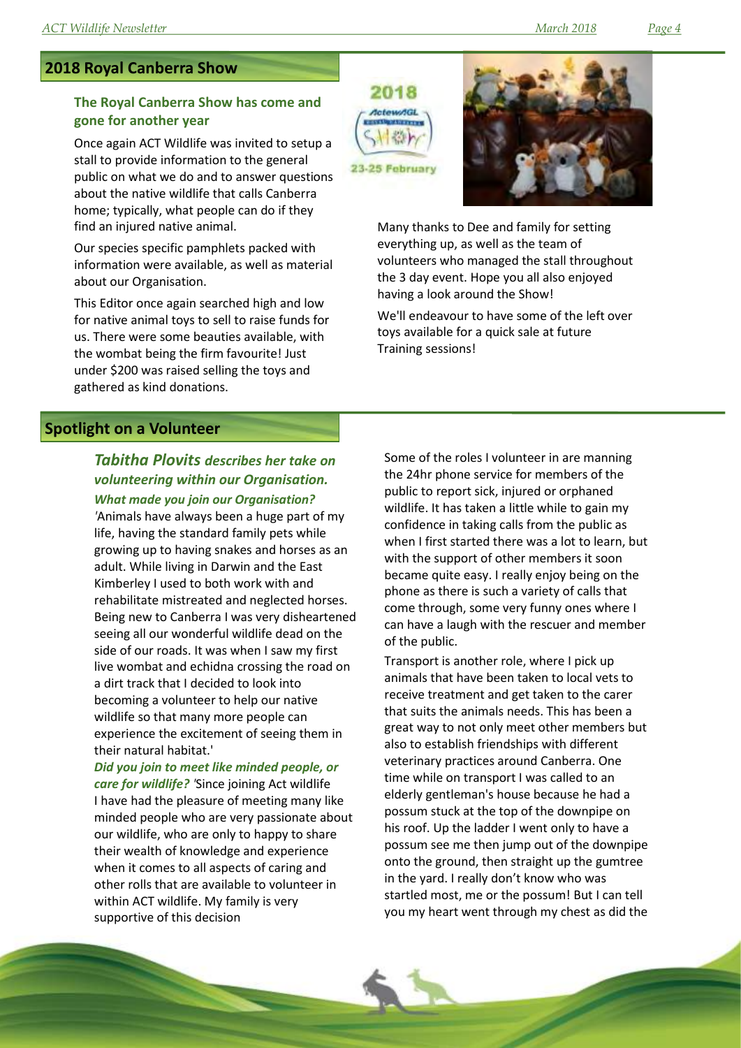## 2018 Royal Canberra Show

### The Royal Canberra Show has come and gone for another year

Once again ACT Wildlife was invited to setup a stall to provide information to the general public on what we do and to answer questions about the native wildlife that calls Canberra home; typically, what people can do if they find an injured native animal.

Our species specific pamphlets packed with information were available, as well as material about our Organisation.

This Editor once again searched high and low for native animal toys to sell to raise funds for us. There were some beauties available, with the wombat being the firm favourite! Just under $200 was raised selling the toys and gathered as kind donations.

Many thanks to Dee and family for setting everything up, as well as the team of volunteers who managed the stall throughout the 3 day event. Hope you all also enjoyed having a look around the Show!

We'll endeavour to have some of the left over toys available for a quick sale at future Training sessions!

## Spotlight on a Volunteer

### *Tabitha Plovits describes her take on volunteering within our Organisation.*

***What made you join our Organisation?***

'Animals have always been a huge part of my life, having the standard family pets while growing up to having snakes and horses as an adult. While living in Darwin and the East Kimberley I used to both work with and rehabilitate mistreated and neglected horses. Being new to Canberra I was very disheartened seeing all our wonderful wildlife dead on the side of our roads. It was when I saw my first live wombat and echidna crossing the road on a dirt track that I decided to look into becoming a volunteer to help our native wildlife so that many more people can experience the excitement of seeing them in their natural habitat.'

***Did you join to meet like minded people, or care for wildlife?*** 'Since joining Act wildlife I have had the pleasure of meeting many like minded people who are very passionate about our wildlife, who are only to happy to share their wealth of knowledge and experience when it comes to all aspects of caring and other rolls that are available to volunteer in within ACT wildlife. My family is very supportive of this decision

Some of the roles I volunteer in are manning the 24hr phone service for members of the public to report sick, injured or orphaned wildlife. It has taken a little while to gain my confidence in taking calls from the public as when I first started there was a lot to learn, but with the support of other members it soon became quite easy. I really enjoy being on the phone as there is such a variety of calls that come through, some very funny ones where I can have a laugh with the rescuer and member of the public.

Transport is another role, where I pick up animals that have been taken to local vets to receive treatment and get taken to the carer that suits the animals needs. This has been a great way to not only meet other members but also to establish friendships with different veterinary practices around Canberra. One time while on transport I was called to an elderly gentleman's house because he had a possum stuck at the top of the downpipe on his roof. Up the ladder I went only to have a possum see me then jump out of the downpipe onto the ground, then straight up the gumtree in the yard. I really don't know who was startled most, me or the possum! But I can tell you my heart went through my chest as did the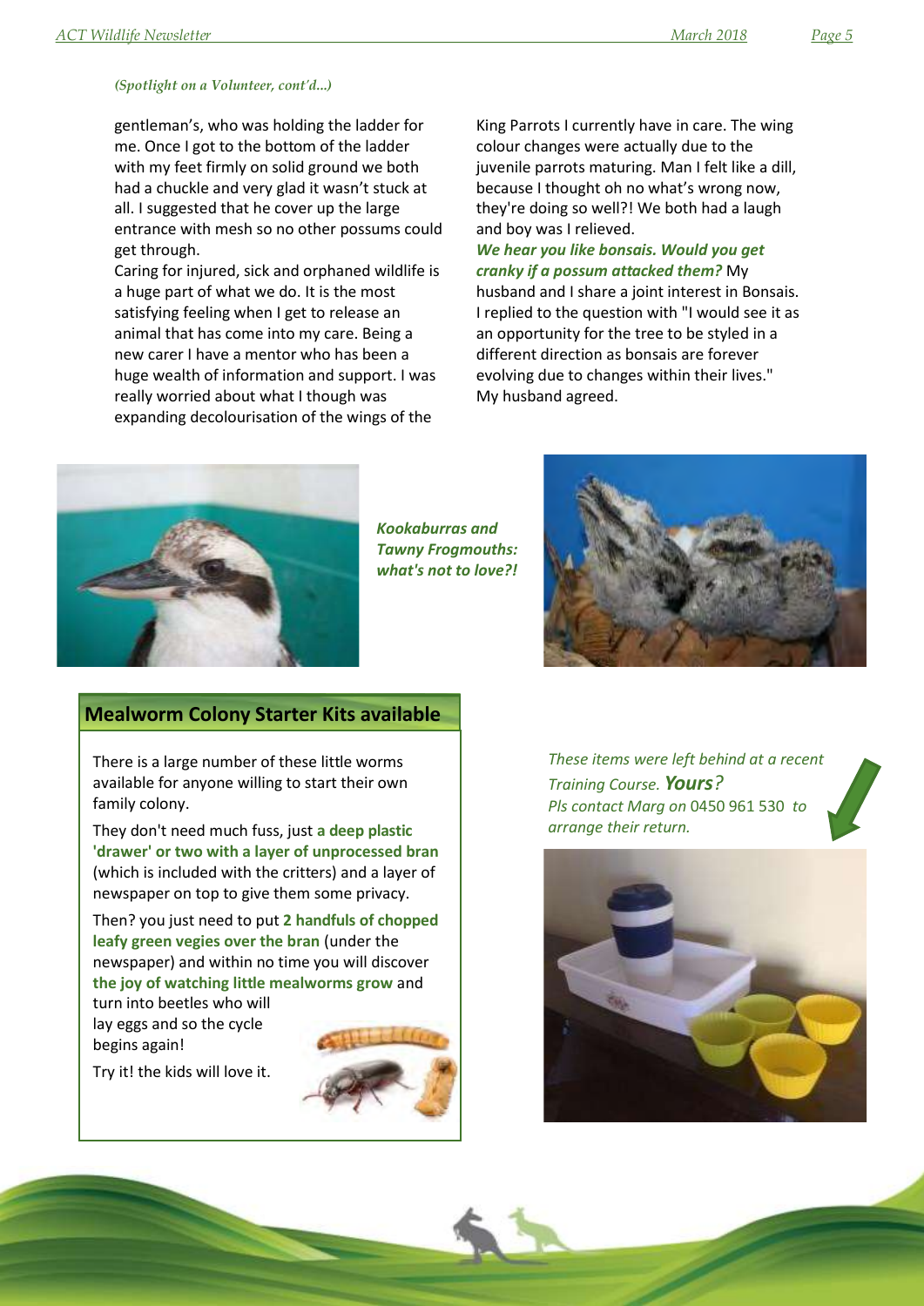*(Spotlight on a Volunteer, cont'd...)*

gentleman's, who was holding the ladder for me. Once I got to the bottom of the ladder with my feet firmly on solid ground we both had a chuckle and very glad it wasn't stuck at all. I suggested that he cover up the large entrance with mesh so no other possums could get through.

Caring for injured, sick and orphaned wildlife is a huge part of what we do. It is the most satisfying feeling when I get to release an animal that has come into my care. Being a new carer I have a mentor who has been a huge wealth of information and support. I was really worried about what I though was expanding decolourisation of the wings of the King Parrots I currently have in care. The wing colour changes were actually due to the juvenile parrots maturing. Man I felt like a dill, because I thought oh no what's wrong now, they're doing so well?! We both had a laugh and boy was I relieved.

***We hear you like bonsais. Would you get cranky if a possum attacked them?*** My husband and I share a joint interest in Bonsais. I replied to the question with "I would see it as an opportunity for the tree to be styled in a different direction as bonsais are forever evolving due to changes within their lives." My husband agreed.

***Kookaburras and Tawny Frogmouths: what's not to love?!***

## Mealworm Colony Starter Kits available

There is a large number of these little worms available for anyone willing to start their own family colony.

They don't need much fuss, just **a deep plastic 'drawer' or two with a layer of unprocessed bran** (which is included with the critters) and a layer of newspaper on top to give them some privacy.

Then? you just need to put **2 handfuls of chopped leafy green vegies over the bran** (under the newspaper) and within no time you will discover **the joy of watching little mealworms grow** and turn into beetles who will lay eggs and so the cycle begins again!

Try it! the kids will love it.

*These items were left behind at a recent Training Course.* ***Yours****?*
*Pls contact Marg on* 0450 961 530 *to arrange their return.*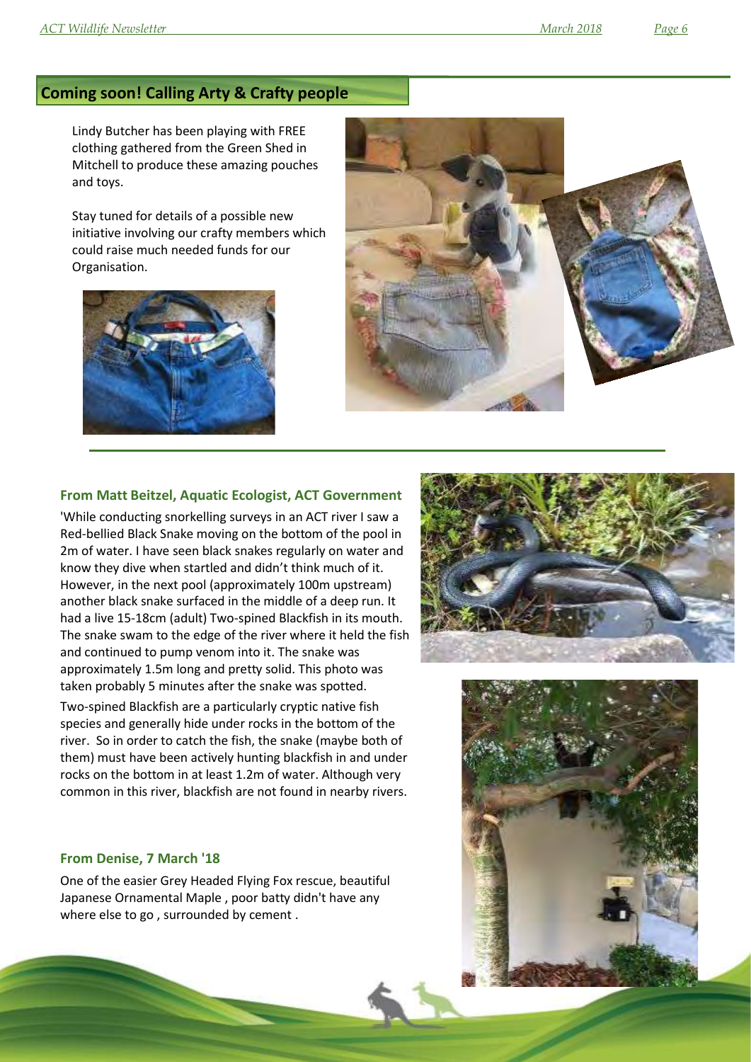## Coming soon! Calling Arty & Crafty people

Lindy Butcher has been playing with FREE clothing gathered from the Green Shed in Mitchell to produce these amazing pouches and toys.

Stay tuned for details of a possible new initiative involving our crafty members which could raise much needed funds for our Organisation.

### From Matt Beitzel, Aquatic Ecologist, ACT Government

'While conducting snorkelling surveys in an ACT river I saw a Red-bellied Black Snake moving on the bottom of the pool in 2m of water. I have seen black snakes regularly on water and know they dive when startled and didn't think much of it. However, in the next pool (approximately 100m upstream) another black snake surfaced in the middle of a deep run. It had a live 15-18cm (adult) Two-spined Blackfish in its mouth. The snake swam to the edge of the river where it held the fish and continued to pump venom into it. The snake was approximately 1.5m long and pretty solid. This photo was taken probably 5 minutes after the snake was spotted.

Two-spined Blackfish are a particularly cryptic native fish species and generally hide under rocks in the bottom of the river. So in order to catch the fish, the snake (maybe both of them) must have been actively hunting blackfish in and under rocks on the bottom in at least 1.2m of water. Although very common in this river, blackfish are not found in nearby rivers.

### From Denise, 7 March '18

One of the easier Grey Headed Flying Fox rescue, beautiful Japanese Ornamental Maple , poor batty didn't have any where else to go , surrounded by cement .